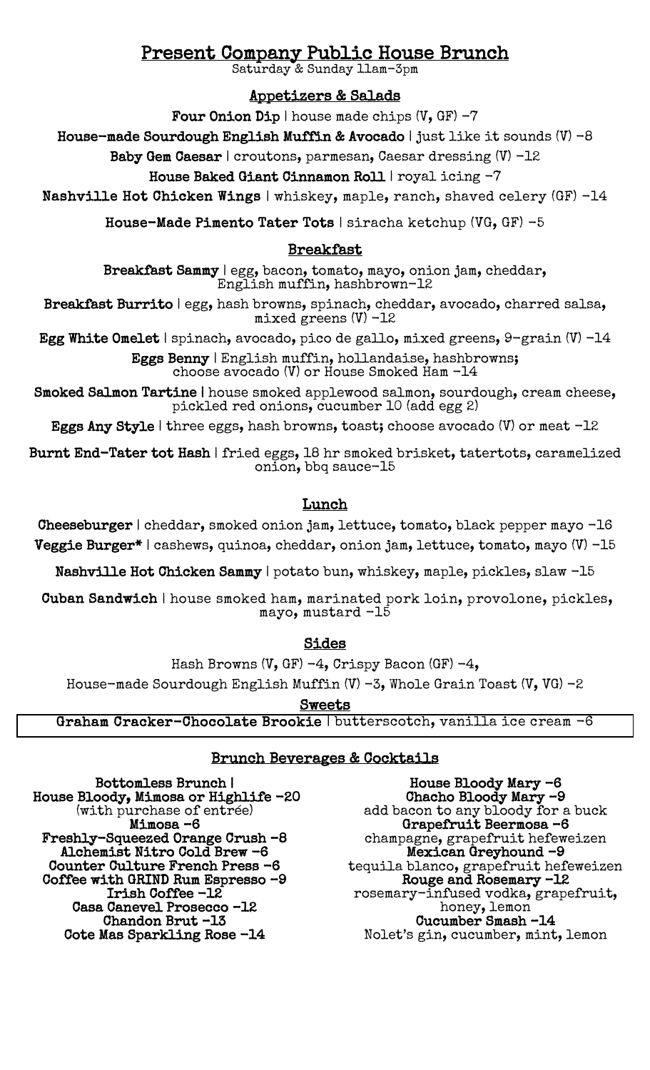# Present Company Public House Brunch

Saturday & Sunday 11am-3pm

## Appetizers & Salads

**Four Onion Dip** | house made chips (V, GF) -7

**House-made Sourdough English Muffin & Avocado** | just like it sounds (V) -8

**Baby Gem Caesar** | croutons, parmesan, Caesar dressing (V) -12

**House Baked Giant Cinnamon Roll** | royal icing -7

**Nashville Hot Chicken Wings** | whiskey, maple, ranch, shaved celery (GF) -14

**House-Made Pimento Tater Tots** | siracha ketchup (VG, GF) -5

## Breakfast

**Breakfast Sammy** | egg, bacon, tomato, mayo, onion jam, cheddar, English muffin, hashbrown-12

**Breakfast Burrito** | egg, hash browns, spinach, cheddar, avocado, charred salsa, mixed greens (V) -12

**Egg White Omelet** | spinach, avocado, pico de gallo, mixed greens, 9-grain (V) -14

**Eggs Benny** | English muffin, hollandaise, hashbrowns; choose avocado (V) or House Smoked Ham -14

**Smoked Salmon Tartine** | house smoked applewood salmon, sourdough, cream cheese, pickled red onions, cucumber 10 (add egg 2)

**Eggs Any Style** | three eggs, hash browns, toast; choose avocado (V) or meat -12

**Burnt End-Tater tot Hash** | fried eggs, 18 hr smoked brisket, tatertots, caramelized onion, bbq sauce-15

## Lunch

**Cheeseburger** | cheddar, smoked onion jam, lettuce, tomato, black pepper mayo -16

**Veggie Burger*** | cashews, quinoa, cheddar, onion jam, lettuce, tomato, mayo (V) -15

**Nashville Hot Chicken Sammy** | potato bun, whiskey, maple, pickles, slaw -15

**Cuban Sandwich** | house smoked ham, marinated pork loin, provolone, pickles, mayo, mustard -15

## Sides

Hash Browns (V, GF) -4, Crispy Bacon (GF) -4,

House-made Sourdough English Muffin (V) -3, Whole Grain Toast (V, VG) -2

## Sweets

**Graham Cracker-Chocolate Brookie** | butterscotch, vanilla ice cream -6

## Brunch Beverages & Cocktails

**Bottomless Brunch |**
**House Bloody, Mimosa or Highlife -20**
(with purchase of entrée)

**Mimosa -6**

**Freshly-Squeezed Orange Crush -8**

**Alchemist Nitro Cold Brew -6**

**Counter Culture French Press -6**

**Coffee with GRIND Rum Espresso -9**

**Irish Coffee -12**

**Casa Canevel Prosecco -12**

**Chandon Brut -13**

**Cote Mas Sparkling Rose -14**

**House Bloody Mary -6**

**Chacho Bloody Mary -9**

add bacon to any bloody for a buck

**Grapefruit Beermosa -6**

champagne, grapefruit hefeweizen

**Mexican Greyhound -9**

tequila blanco, grapefruit hefeweizen

**Rouge and Rosemary -12**

rosemary-infused vodka, grapefruit, honey, lemon

**Cucumber Smash -14**

Nolet's gin, cucumber, mint, lemon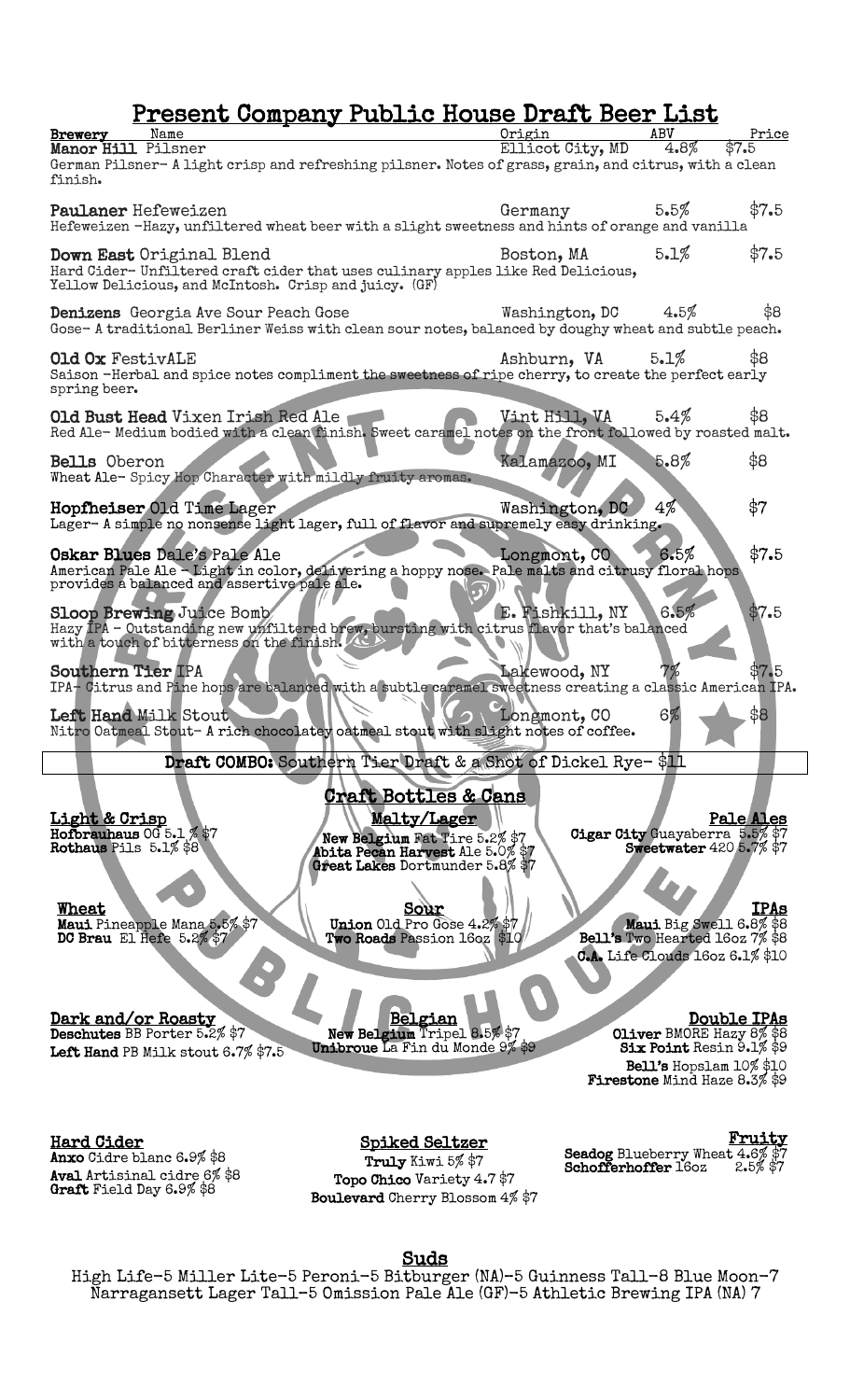# Present Company Public House Draft Beer List

| Brewery Name | Origin | ABV | Price |
|---|---|---|---|
| **Manor Hill** Pilsner | Ellicot City, MD | 4.8% | $7.5 |
| German Pilsner- A light crisp and refreshing pilsner. Notes of grass, grain, and citrus, with a clean finish. | | | |
| **Paulaner** Hefeweizen | Germany | 5.5% | $7.5 |
| Hefeweizen -Hazy, unfiltered wheat beer with a slight sweetness and hints of orange and vanilla | | | |
| **Down East** Original Blend | Boston, MA | 5.1% | $7.5 |
| Hard Cider- Unfiltered craft cider that uses culinary apples like Red Delicious, Yellow Delicious, and McIntosh. Crisp and juicy. (GF) | | | |
| **Denizens** Georgia Ave Sour Peach Gose | Washington, DC | 4.5% | $8 |
| Gose- A traditional Berliner Weiss with clean sour notes, balanced by doughy wheat and subtle peach. | | | |
| **Old Ox** FestivALE | Ashburn, VA | 5.1% | $8 |
| Saison -Herbal and spice notes compliment the sweetness of ripe cherry, to create the perfect early spring beer. | | | |
| **Old Bust Head** Vixen Irish Red Ale | Vint Hill, VA | 5.4% | $8 |
| Red Ale- Medium bodied with a clean finish. Sweet caramel notes on the front followed by roasted malt. | | | |
| **Bells** Oberon | Kalamazoo, MI | 5.8% | $8 |
| Wheat Ale- Spicy Hop Character with mildly fruity aromas. | | | |
| **Hopfheiser** Old Time Lager | Washington, DC | 4% | $7 |
| Lager- A simple no nonsense light lager, full of flavor and supremely easy drinking. | | | |
| **Oskar Blues** Dale's Pale Ale | Longmont, CO | 6.5% | $7.5 |
| American Pale Ale - Light in color, delivering a hoppy nose. Pale malts and citrusy floral hops provides a balanced and assertive pale ale. | | | |
| **Sloop Brewing** Juice Bomb | E. Fishkill, NY | 6.5% | $7.5 |
| Hazy IPA - Outstanding new unfiltered brew, bursting with citrus flavor that's balanced with a touch of bitterness on the finish. | | | |
| **Southern Tier** IPA | Lakewood, NY | 7% | $7.5 |
| IPA- Citrus and Pine hops are balanced with a subtle caramel sweetness creating a classic American IPA. | | | |
| **Left Hand** Milk Stout | Longmont, CO | 6% | $8 |
| Nitro Oatmeal Stout- A rich chocolatey oatmeal stout with slight notes of coffee. | | | |

**Draft COMBO:** Southern Tier Draft & a Shot of Dickel Rye- $11

## Craft Bottles & Cans

### Light & Crisp
**Hofbrauhaus** OG 5.1 % $7
**Rothaus** Pils 5.1% $8

### Malty/Lager
**New Belgium** Fat Tire 5.2% $7
**Abita Pecan Harvest** Ale 5.0% $7
**Great Lakes** Dortmunder 5.8% $7

### Pale Ales
**Cigar City** Guayaberra 5.5% $7
**Sweetwater** 420 5.7% $7

### Wheat
**Maui** Pineapple Mana 5.5% $7
**DC Brau** El Hefe 5.2% $7

### Sour
**Union** Old Pro Gose 4.2% $7
**Two Roads** Passion 16oz $10

### IPAs
**Maui** Big Swell 6.8% $8
**Bell's** Two Hearted 16oz 7% $8
**C.A.** Life Clouds 16oz 6.1% $10

### Dark and/or Roasty
**Deschutes** BB Porter 5.2% $7
**Left Hand** PB Milk stout 6.7% $7.5

### Belgian
**New Belgium** Tripel 8.5% $7
**Unibroue** La Fin du Monde 9% $9

### Double IPAs
**Oliver** BMORE Hazy 8% $8
**Six Point** Resin 9.1% $9
**Bell's** Hopslam 10% $10
**Firestone** Mind Haze 8.3% $9

### Hard Cider
**Anxo** Cidre blanc 6.9% $8
**Aval** Artisinal cidre 6% $8
**Graft** Field Day 6.9% $8

### Spiked Seltzer
**Truly** Kiwi 5% $7
**Topo Chico** Variety 4.7 $7
**Boulevard** Cherry Blossom 4% $7

### Fruity
**Seadog** Blueberry Wheat 4.6% $7
**Schofferhoffer** 16oz 2.5% $7

## Suds

High Life-5 Miller Lite-5 Peroni-5 Bitburger (NA)-5 Guinness Tall-8 Blue Moon-7 Narragansett Lager Tall-5 Omission Pale Ale (GF)-5 Athletic Brewing IPA (NA) 7